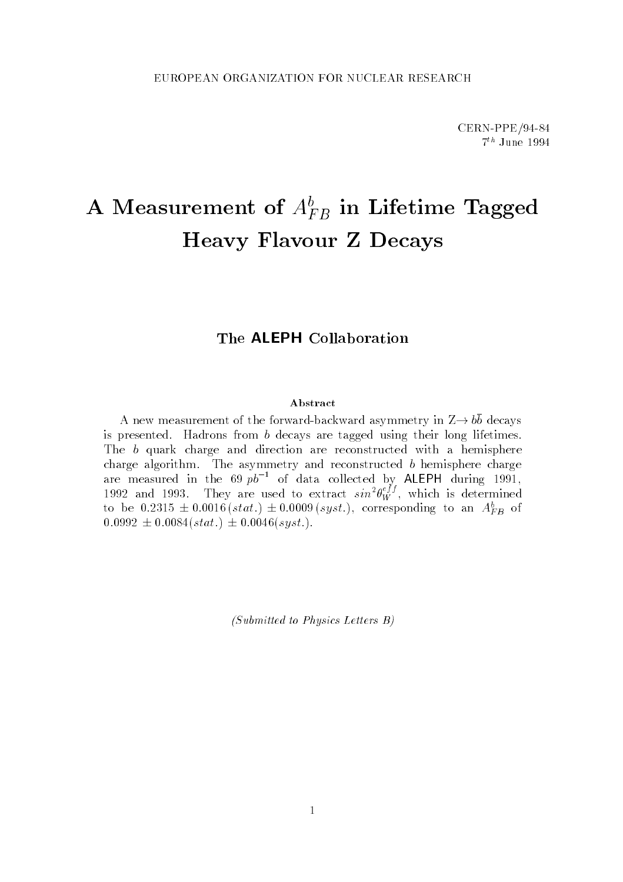EUROPEAN ORGANIZATION FOR NUCLEAR RESEARCH

CERN-PPE/94-84
$7^{th}$ June 1994

# A Measurement of $A^b_{FB}$ in Lifetime Tagged Heavy Flavour Z Decays

## The ALEPH Collaboration

### Abstract

A new measurement of the forward-backward asymmetry in Z$\rightarrow b\bar{b}$ decays is presented. Hadrons from $b$ decays are tagged using their long lifetimes. The $b$ quark charge and direction are reconstructed with a hemisphere charge algorithm. The asymmetry and reconstructed $b$ hemisphere charge are measured in the 69 $pb^{-1}$ of data collected by ALEPH during 1991, 1992 and 1993. They are used to extract $sin^2\theta_W^{eff}$, which is determined to be $0.2315 \pm 0.0016\,(stat.) \pm 0.0009\,(syst.)$, corresponding to an $A^b_{FB}$ of $0.0992 \pm 0.0084(stat.) \pm 0.0046(syst.)$.

*(Submitted to Physics Letters B)*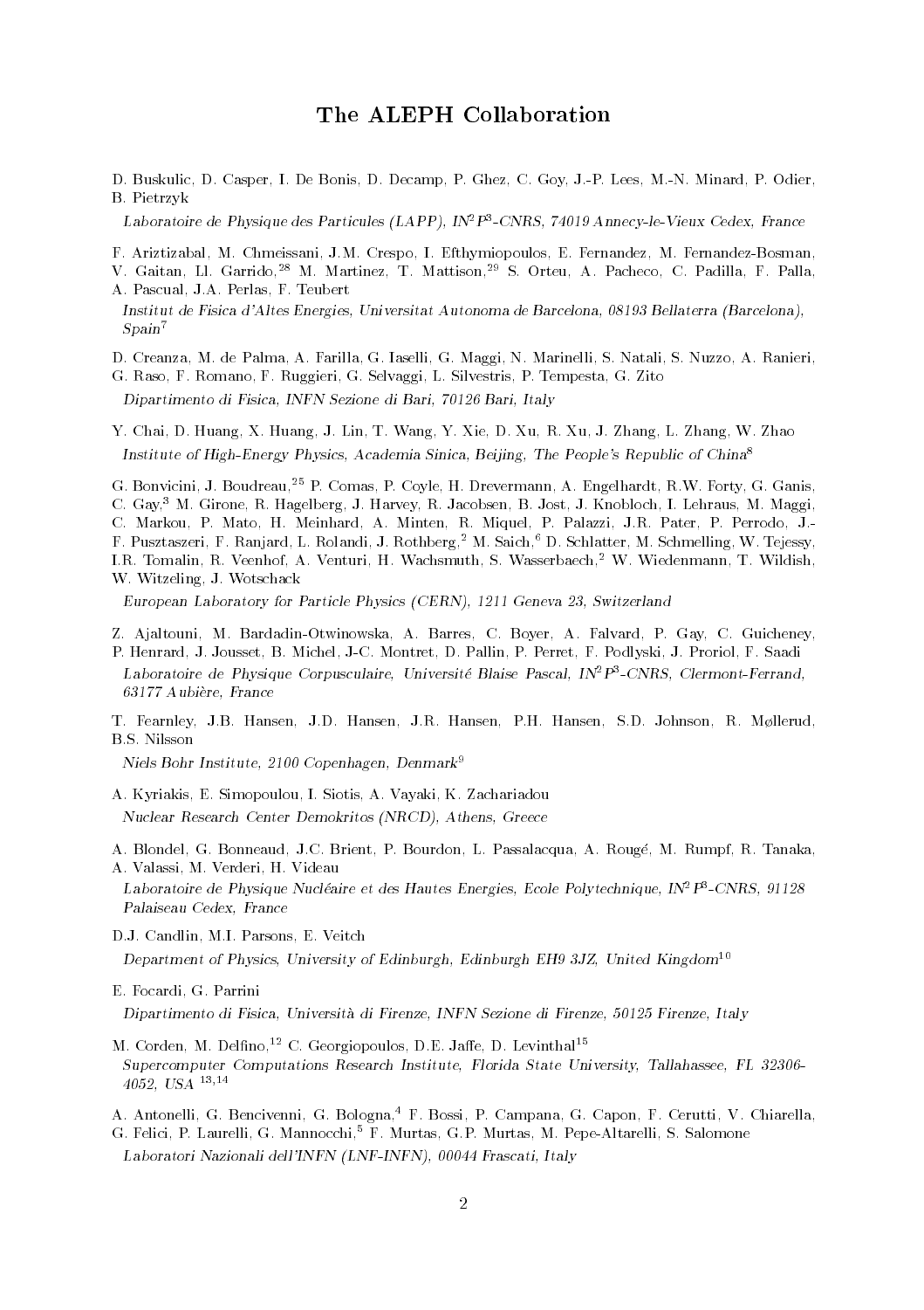# The ALEPH Collaboration

D. Buskulic, D. Casper, I. De Bonis, D. Decamp, P. Ghez, C. Goy, J.-P. Lees, M.-N. Minard, P. Odier, B. Pietrzyk

*Laboratoire de Physique des Particules (LAPP), IN$^2$P$^3$-CNRS, 74019 Annecy-le-Vieux Cedex, France*

F. Ariztizabal, M. Chmeissani, J.M. Crespo, I. Efthymiopoulos, E. Fernandez, M. Fernandez-Bosman, V. Gaitan, Ll. Garrido,[28] M. Martinez, T. Mattison,[29] S. Orteu, A. Pacheco, C. Padilla, F. Palla, A. Pascual, J.A. Perlas, F. Teubert

*Institut de Fisica d'Altes Energies, Universitat Autonoma de Barcelona, 08193 Bellaterra (Barcelona), Spain*[7]

D. Creanza, M. de Palma, A. Farilla, G. Iaselli, G. Maggi, N. Marinelli, S. Natali, S. Nuzzo, A. Ranieri, G. Raso, F. Romano, F. Ruggieri, G. Selvaggi, L. Silvestris, P. Tempesta, G. Zito

*Dipartimento di Fisica, INFN Sezione di Bari, 70126 Bari, Italy*

Y. Chai, D. Huang, X. Huang, J. Lin, T. Wang, Y. Xie, D. Xu, R. Xu, J. Zhang, L. Zhang, W. Zhao

*Institute of High-Energy Physics, Academia Sinica, Beijing, The People's Republic of China*[8]

G. Bonvicini, J. Boudreau,[25] P. Comas, P. Coyle, H. Drevermann, A. Engelhardt, R.W. Forty, G. Ganis, C. Gay,[3] M. Girone, R. Hagelberg, J. Harvey, R. Jacobsen, B. Jost, J. Knobloch, I. Lehraus, M. Maggi, C. Markou, P. Mato, H. Meinhard, A. Minten, R. Miquel, P. Palazzi, J.R. Pater, P. Perrodo, J.-F. Pusztaszeri, F. Ranjard, L. Rolandi, J. Rothberg,[2] M. Saich,[6] D. Schlatter, M. Schmelling, W. Tejessy, I.R. Tomalin, R. Veenhof, A. Venturi, H. Wachsmuth, S. Wasserbaech,[2] W. Wiedenmann, T. Wildish, W. Witzeling, J. Wotschack

*European Laboratory for Particle Physics (CERN), 1211 Geneva 23, Switzerland*

Z. Ajaltouni, M. Bardadin-Otwinowska, A. Barres, C. Boyer, A. Falvard, P. Gay, C. Guicheney, P. Henrard, J. Jousset, B. Michel, J-C. Montret, D. Pallin, P. Perret, F. Podlyski, J. Proriol, F. Saadi

*Laboratoire de Physique Corpusculaire, Université Blaise Pascal, IN$^2$P$^3$-CNRS, Clermont-Ferrand, 63177 Aubière, France*

T. Fearnley, J.B. Hansen, J.D. Hansen, J.R. Hansen, P.H. Hansen, S.D. Johnson, R. Møllerud, B.S. Nilsson

*Niels Bohr Institute, 2100 Copenhagen, Denmark*[9]

A. Kyriakis, E. Simopoulou, I. Siotis, A. Vayaki, K. Zachariadou

*Nuclear Research Center Demokritos (NRCD), Athens, Greece*

A. Blondel, G. Bonneaud, J.C. Brient, P. Bourdon, L. Passalacqua, A. Rougé, M. Rumpf, R. Tanaka, A. Valassi, M. Verderi, H. Videau

*Laboratoire de Physique Nucléaire et des Hautes Energies, Ecole Polytechnique, IN$^2$P$^3$-CNRS, 91128 Palaiseau Cedex, France*

D.J. Candlin, M.I. Parsons, E. Veitch

*Department of Physics, University of Edinburgh, Edinburgh EH9 3JZ, United Kingdom*[10]

E. Focardi, G. Parrini

*Dipartimento di Fisica, Università di Firenze, INFN Sezione di Firenze, 50125 Firenze, Italy*

M. Corden, M. Delfino,[12] C. Georgiopoulos, D.E. Jaffe, D. Levinthal[15]

*Supercomputer Computations Research Institute, Florida State University, Tallahassee, FL 32306-4052, USA* [13,14]

A. Antonelli, G. Bencivenni, G. Bologna,[4] F. Bossi, P. Campana, G. Capon, F. Cerutti, V. Chiarella, G. Felici, P. Laurelli, G. Mannocchi,[5] F. Murtas, G.P. Murtas, M. Pepe-Altarelli, S. Salomone

*Laboratori Nazionali dell'INFN (LNF-INFN), 00044 Frascati, Italy*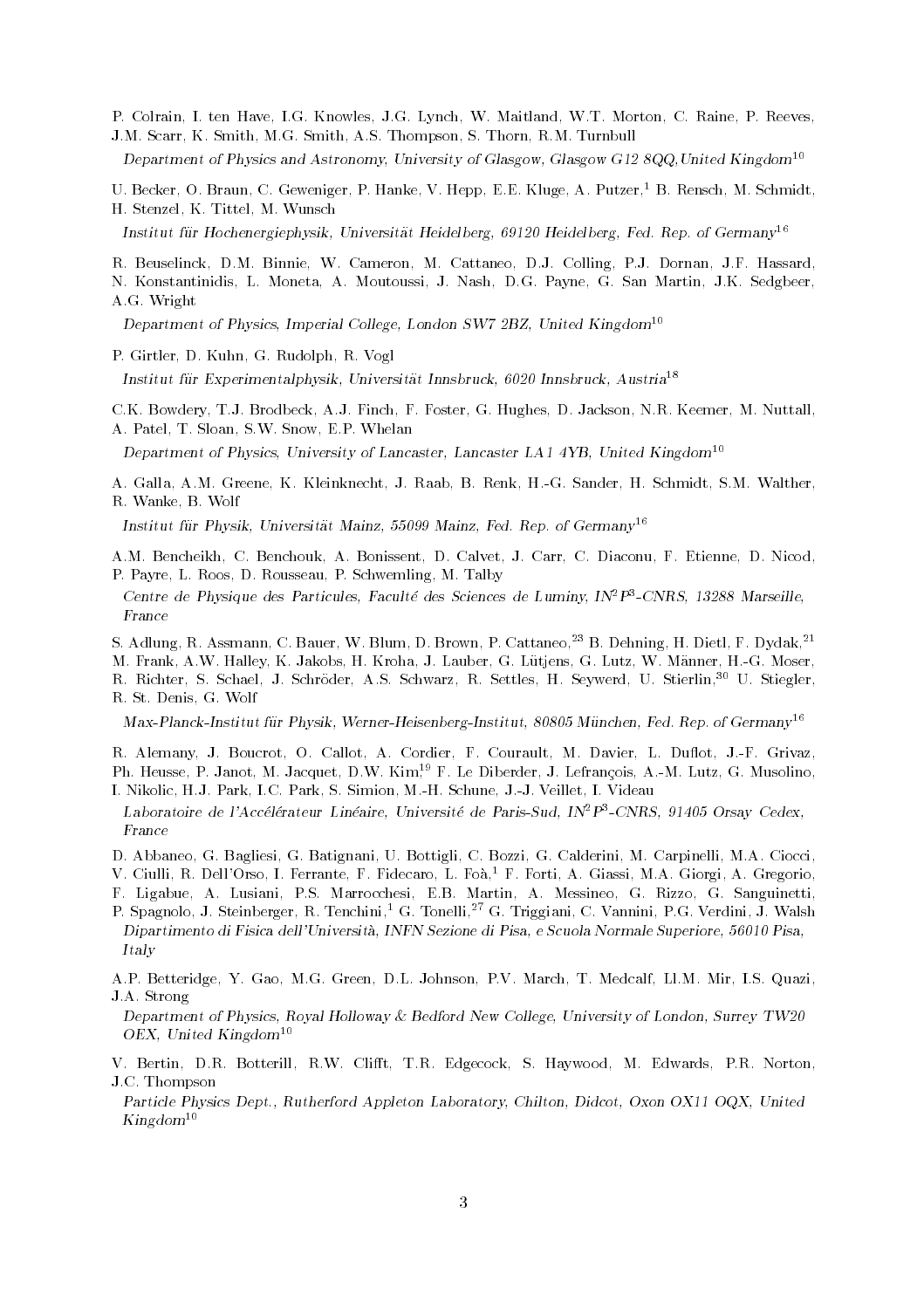P. Colrain, I. ten Have, I.G. Knowles, J.G. Lynch, W. Maitland, W.T. Morton, C. Raine, P. Reeves, J.M. Scarr, K. Smith, M.G. Smith, A.S. Thompson, S. Thorn, R.M. Turnbull

*Department of Physics and Astronomy, University of Glasgow, Glasgow G12 8QQ,United Kingdom*[10]

U. Becker, O. Braun, C. Geweniger, P. Hanke, V. Hepp, E.E. Kluge, A. Putzer,[1] B. Rensch, M. Schmidt, H. Stenzel, K. Tittel, M. Wunsch

*Institut für Hochenergiephysik, Universität Heidelberg, 69120 Heidelberg, Fed. Rep. of Germany*[16]

R. Beuselinck, D.M. Binnie, W. Cameron, M. Cattaneo, D.J. Colling, P.J. Dornan, J.F. Hassard, N. Konstantinidis, L. Moneta, A. Moutoussi, J. Nash, D.G. Payne, G. San Martin, J.K. Sedgbeer, A.G. Wright

*Department of Physics, Imperial College, London SW7 2BZ, United Kingdom*[10]

P. Girtler, D. Kuhn, G. Rudolph, R. Vogl

*Institut für Experimentalphysik, Universität Innsbruck, 6020 Innsbruck, Austria*[18]

C.K. Bowdery, T.J. Brodbeck, A.J. Finch, F. Foster, G. Hughes, D. Jackson, N.R. Keemer, M. Nuttall, A. Patel, T. Sloan, S.W. Snow, E.P. Whelan

*Department of Physics, University of Lancaster, Lancaster LA1 4YB, United Kingdom*[10]

A. Galla, A.M. Greene, K. Kleinknecht, J. Raab, B. Renk, H.-G. Sander, H. Schmidt, S.M. Walther, R. Wanke, B. Wolf

*Institut für Physik, Universität Mainz, 55099 Mainz, Fed. Rep. of Germany*[16]

A.M. Bencheikh, C. Benchouk, A. Bonissent, D. Calvet, J. Carr, C. Diaconu, F. Etienne, D. Nicod, P. Payre, L. Roos, D. Rousseau, P. Schwemling, M. Talby

*Centre de Physique des Particules, Faculté des Sciences de Luminy, $IN^2P^3$-CNRS, 13288 Marseille, France*

S. Adlung, R. Assmann, C. Bauer, W. Blum, D. Brown, P. Cattaneo,[23] B. Dehning, H. Dietl, F. Dydak,[21] M. Frank, A.W. Halley, K. Jakobs, H. Kroha, J. Lauber, G. Lütjens, G. Lutz, W. Männer, H.-G. Moser, R. Richter, S. Schael, J. Schröder, A.S. Schwarz, R. Settles, H. Seywerd, U. Stierlin,[30] U. Stiegler, R. St. Denis, G. Wolf

*Max-Planck-Institut für Physik, Werner-Heisenberg-Institut, 80805 München, Fed. Rep. of Germany*[16]

R. Alemany, J. Boucrot, O. Callot, A. Cordier, F. Courault, M. Davier, L. Duflot, J.-F. Grivaz, Ph. Heusse, P. Janot, M. Jacquet, D.W. Kim,[19] F. Le Diberder, J. Lefrançois, A.-M. Lutz, G. Musolino, I. Nikolic, H.J. Park, I.C. Park, S. Simion, M.-H. Schune, J.-J. Veillet, I. Videau

*Laboratoire de l'Accélérateur Linéaire, Université de Paris-Sud, $IN^2P^3$-CNRS, 91405 Orsay Cedex, France*

D. Abbaneo, G. Bagliesi, G. Batignani, U. Bottigli, C. Bozzi, G. Calderini, M. Carpinelli, M.A. Ciocci, V. Ciulli, R. Dell'Orso, I. Ferrante, F. Fidecaro, L. Foà,[1] F. Forti, A. Giassi, M.A. Giorgi, A. Gregorio, F. Ligabue, A. Lusiani, P.S. Marrocchesi, E.B. Martin, A. Messineo, G. Rizzo, G. Sanguinetti, P. Spagnolo, J. Steinberger, R. Tenchini,[1] G. Tonelli,[27] G. Triggiani, C. Vannini, P.G. Verdini, J. Walsh

*Dipartimento di Fisica dell'Università, INFN Sezione di Pisa, e Scuola Normale Superiore, 56010 Pisa, Italy*

A.P. Betteridge, Y. Gao, M.G. Green, D.L. Johnson, P.V. March, T. Medcalf, Ll.M. Mir, I.S. Quazi, J.A. Strong

*Department of Physics, Royal Holloway & Bedford New College, University of London, Surrey TW20 OEX, United Kingdom*[10]

V. Bertin, D.R. Botterill, R.W. Clifft, T.R. Edgecock, S. Haywood, M. Edwards, P.R. Norton, J.C. Thompson

*Particle Physics Dept., Rutherford Appleton Laboratory, Chilton, Didcot, Oxon OX11 OQX, United Kingdom*[10]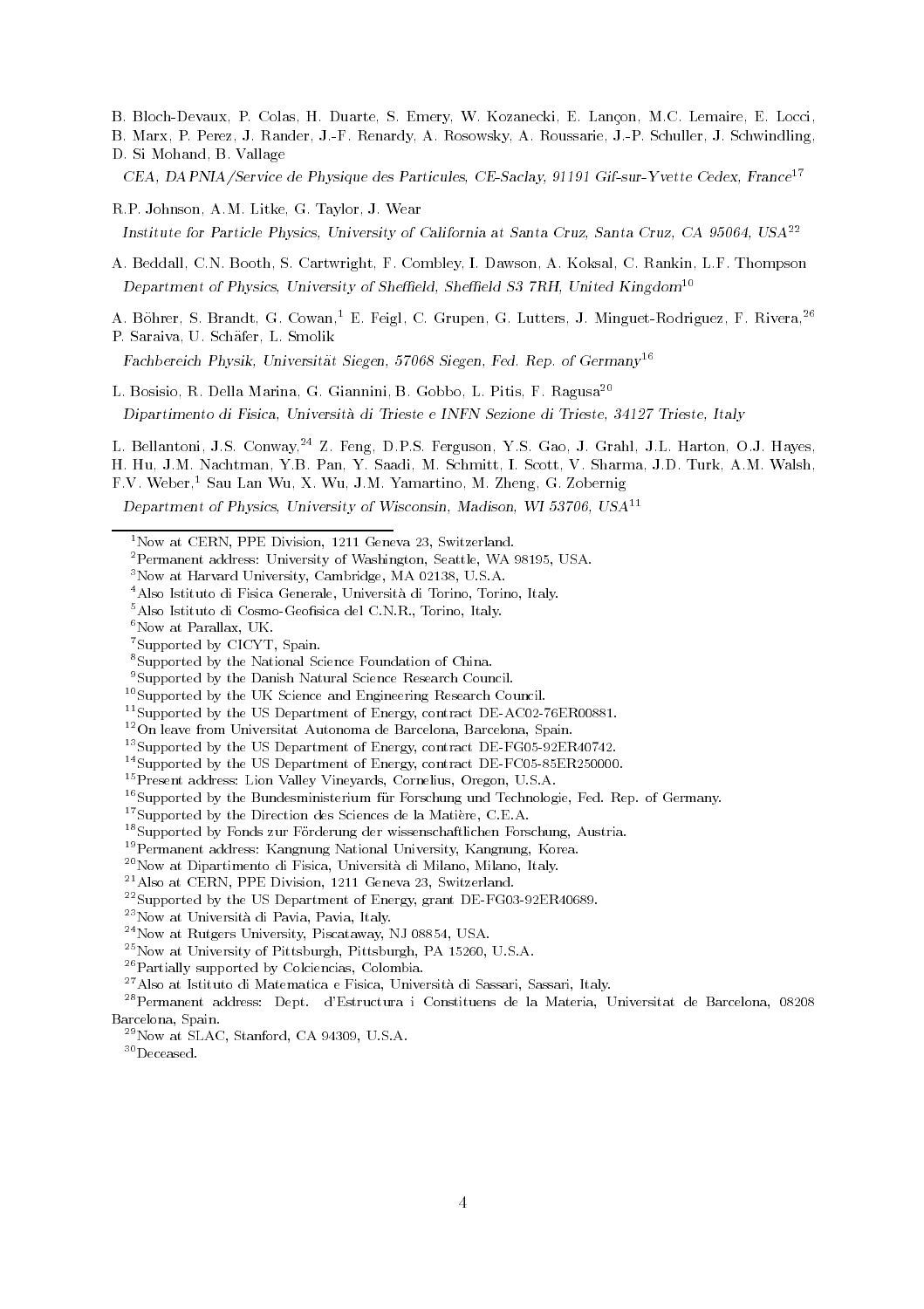B. Bloch-Devaux, P. Colas, H. Duarte, S. Emery, W. Kozanecki, E. Lançon, M.C. Lemaire, E. Locci, B. Marx, P. Perez, J. Rander, J.-F. Renardy, A. Rosowsky, A. Roussarie, J.-P. Schuller, J. Schwindling, D. Si Mohand, B. Vallage

*CEA, DAPNIA/Service de Physique des Particules, CE-Saclay, 91191 Gif-sur-Yvette Cedex, France*[17]

R.P. Johnson, A.M. Litke, G. Taylor, J. Wear

*Institute for Particle Physics, University of California at Santa Cruz, Santa Cruz, CA 95064, USA*[22]

A. Beddall, C.N. Booth, S. Cartwright, F. Combley, I. Dawson, A. Koksal, C. Rankin, L.F. Thompson

*Department of Physics, University of Sheffield, Sheffield S3 7RH, United Kingdom*[10]

A. Böhrer, S. Brandt, G. Cowan,[1] E. Feigl, C. Grupen, G. Lutters, J. Minguet-Rodriguez, F. Rivera,[26] P. Saraiva, U. Schäfer, L. Smolik

*Fachbereich Physik, Universität Siegen, 57068 Siegen, Fed. Rep. of Germany*[16]

L. Bosisio, R. Della Marina, G. Giannini, B. Gobbo, L. Pitis, F. Ragusa[20]

*Dipartimento di Fisica, Università di Trieste e INFN Sezione di Trieste, 34127 Trieste, Italy*

L. Bellantoni, J.S. Conway,[24] Z. Feng, D.P.S. Ferguson, Y.S. Gao, J. Grahl, J.L. Harton, O.J. Hayes, H. Hu, J.M. Nachtman, Y.B. Pan, Y. Saadi, M. Schmitt, I. Scott, V. Sharma, J.D. Turk, A.M. Walsh, F.V. Weber,[1] Sau Lan Wu, X. Wu, J.M. Yamartino, M. Zheng, G. Zobernig

*Department of Physics, University of Wisconsin, Madison, WI 53706, USA*[11]

---

[1] Now at CERN, PPE Division, 1211 Geneva 23, Switzerland.
[2] Permanent address: University of Washington, Seattle, WA 98195, USA.
[3] Now at Harvard University, Cambridge, MA 02138, U.S.A.
[4] Also Istituto di Fisica Generale, Università di Torino, Torino, Italy.
[5] Also Istituto di Cosmo-Geofisica del C.N.R., Torino, Italy.
[6] Now at Parallax, UK.
[7] Supported by CICYT, Spain.
[8] Supported by the National Science Foundation of China.
[9] Supported by the Danish Natural Science Research Council.
[10] Supported by the UK Science and Engineering Research Council.
[11] Supported by the US Department of Energy, contract DE-AC02-76ER00881.
[12] On leave from Universitat Autonoma de Barcelona, Barcelona, Spain.
[13] Supported by the US Department of Energy, contract DE-FG05-92ER40742.
[14] Supported by the US Department of Energy, contract DE-FC05-85ER250000.
[15] Present address: Lion Valley Vineyards, Cornelius, Oregon, U.S.A.
[16] Supported by the Bundesministerium für Forschung und Technologie, Fed. Rep. of Germany.
[17] Supported by the Direction des Sciences de la Matière, C.E.A.
[18] Supported by Fonds zur Förderung der wissenschaftlichen Forschung, Austria.
[19] Permanent address: Kangnung National University, Kangnung, Korea.
[20] Now at Dipartimento di Fisica, Università di Milano, Milano, Italy.
[21] Also at CERN, PPE Division, 1211 Geneva 23, Switzerland.
[22] Supported by the US Department of Energy, grant DE-FG03-92ER40689.
[23] Now at Università di Pavia, Pavia, Italy.
[24] Now at Rutgers University, Piscataway, NJ 08854, USA.
[25] Now at University of Pittsburgh, Pittsburgh, PA 15260, U.S.A.
[26] Partially supported by Colciencias, Colombia.
[27] Also at Istituto di Matematica e Fisica, Università di Sassari, Sassari, Italy.
[28] Permanent address: Dept. d'Estructura i Constituens de la Materia, Universitat de Barcelona, 08208 Barcelona, Spain.
[29] Now at SLAC, Stanford, CA 94309, U.S.A.
[30] Deceased.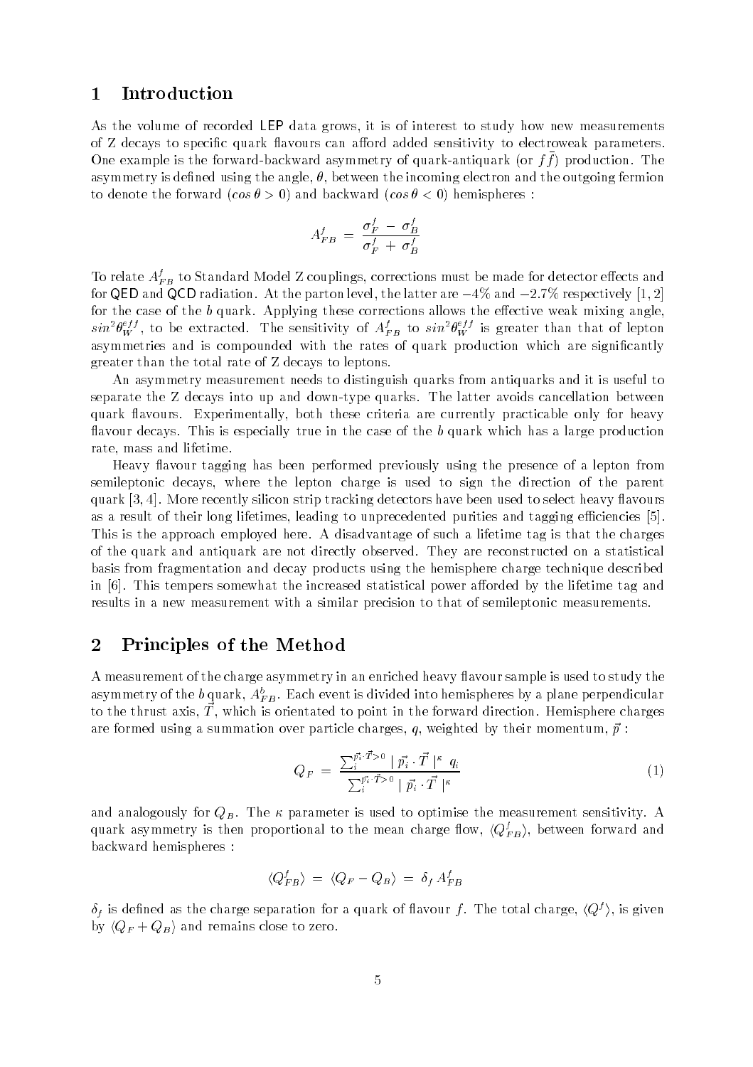# 1 Introduction

As the volume of recorded LEP data grows, it is of interest to study how new measurements of Z decays to specific quark flavours can afford added sensitivity to electroweak parameters. One example is the forward-backward asymmetry of quark-antiquark (or $f\bar{f}$) production. The asymmetry is defined using the angle, $\theta$, between the incoming electron and the outgoing fermion to denote the forward ($cos\,\theta > 0$) and backward ($cos\,\theta < 0$) hemispheres :

$$A^f_{FB} \;=\; \frac{\sigma^f_F \;-\; \sigma^f_B}{\sigma^f_F \;+\; \sigma^f_B}$$

To relate $A^f_{FB}$ to Standard Model Z couplings, corrections must be made for detector effects and for QED and QCD radiation. At the parton level, the latter are $-4\%$ and $-2.7\%$ respectively [1, 2] for the case of the $b$ quark. Applying these corrections allows the effective weak mixing angle, $sin^2\theta^{eff}_W$, to be extracted. The sensitivity of $A^f_{FB}$ to $sin^2\theta^{eff}_W$ is greater than that of lepton asymmetries and is compounded with the rates of quark production which are significantly greater than the total rate of Z decays to leptons.

An asymmetry measurement needs to distinguish quarks from antiquarks and it is useful to separate the Z decays into up and down-type quarks. The latter avoids cancellation between quark flavours. Experimentally, both these criteria are currently practicable only for heavy flavour decays. This is especially true in the case of the $b$ quark which has a large production rate, mass and lifetime.

Heavy flavour tagging has been performed previously using the presence of a lepton from semileptonic decays, where the lepton charge is used to sign the direction of the parent quark [3, 4]. More recently silicon strip tracking detectors have been used to select heavy flavours as a result of their long lifetimes, leading to unprecedented purities and tagging efficiencies [5]. This is the approach employed here. A disadvantage of such a lifetime tag is that the charges of the quark and antiquark are not directly observed. They are reconstructed on a statistical basis from fragmentation and decay products using the hemisphere charge technique described in [6]. This tempers somewhat the increased statistical power afforded by the lifetime tag and results in a new measurement with a similar precision to that of semileptonic measurements.

# 2 Principles of the Method

A measurement of the charge asymmetry in an enriched heavy flavour sample is used to study the asymmetry of the $b$ quark, $A^b_{FB}$. Each event is divided into hemispheres by a plane perpendicular to the thrust axis, $\vec{T}$, which is orientated to point in the forward direction. Hemisphere charges are formed using a summation over particle charges, $q$, weighted by their momentum, $\vec{p}$ :

$$Q_F \;=\; \frac{\sum_i^{\vec{p_i}\cdot\vec{T}>0} \mid \vec{p_i}\cdot\vec{T}\mid^{\kappa}\; q_i}{\sum_i^{\vec{p_i}\cdot\vec{T}>0} \mid \vec{p_i}\cdot\vec{T}\mid^{\kappa}} \tag{1}$$

and analogously for $Q_B$. The $\kappa$ parameter is used to optimise the measurement sensitivity. A quark asymmetry is then proportional to the mean charge flow, $\langle Q^f_{FB}\rangle$, between forward and backward hemispheres :

$$\langle Q^f_{FB}\rangle \;=\; \langle Q_F - Q_B\rangle \;=\; \delta_f\, A^f_{FB}$$

$\delta_f$ is defined as the charge separation for a quark of flavour $f$. The total charge, $\langle Q^f\rangle$, is given by $\langle Q_F + Q_B\rangle$ and remains close to zero.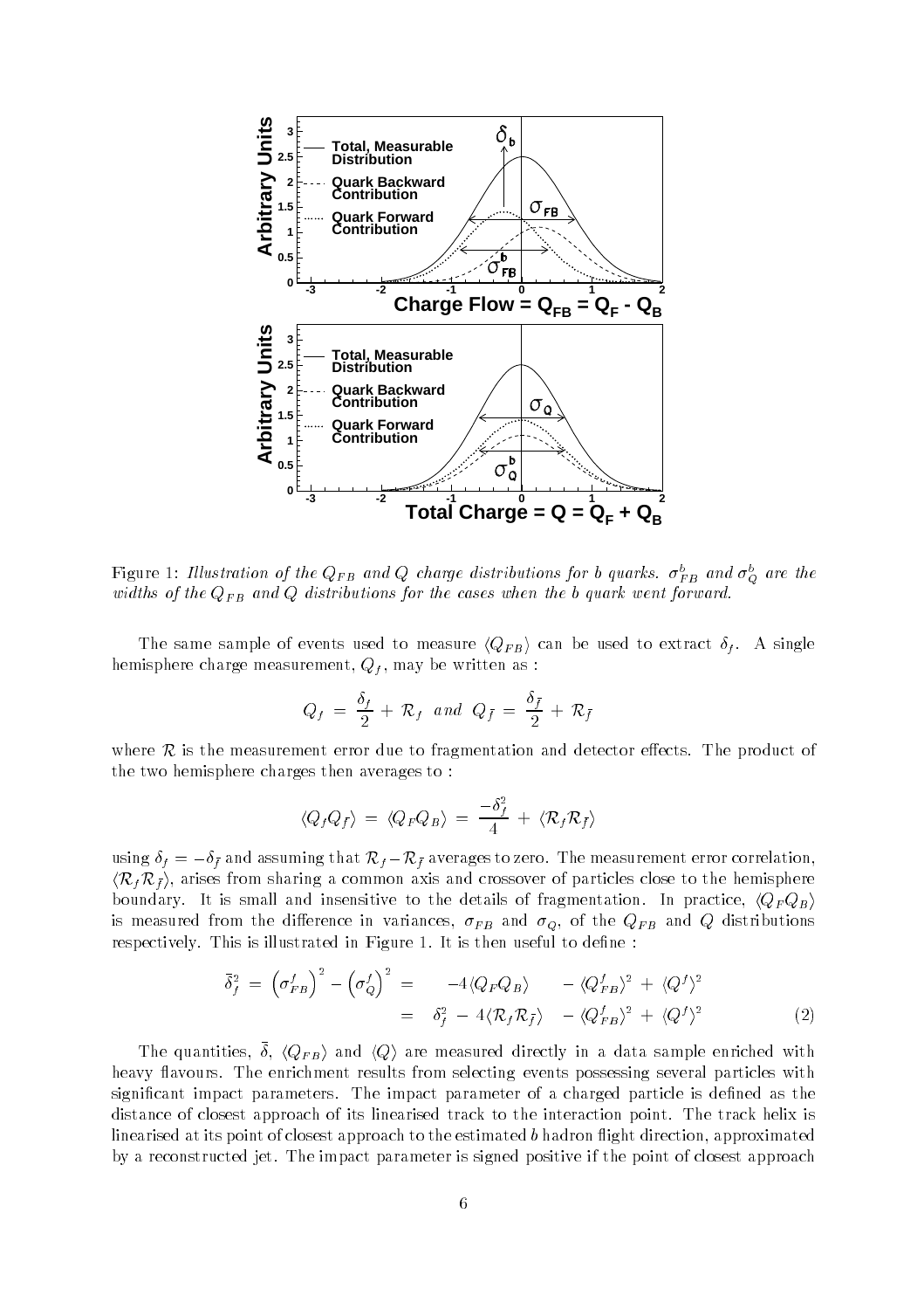Figure 1: *Illustration of the $Q_{FB}$ and $Q$ charge distributions for b quarks. $\sigma^b_{FB}$ and $\sigma^b_Q$ are the widths of the $Q_{FB}$ and $Q$ distributions for the cases when the b quark went forward.*

The same sample of events used to measure $\langle Q_{FB}\rangle$ can be used to extract $\delta_f$. A single hemisphere charge measurement, $Q_f$, may be written as :

$$Q_f = \frac{\delta_f}{2} + \mathcal{R}_f \;\; and \;\; Q_{\bar{f}} = \frac{\delta_{\bar{f}}}{2} + \mathcal{R}_{\bar{f}}$$

where $\mathcal{R}$ is the measurement error due to fragmentation and detector effects. The product of the two hemisphere charges then averages to :

$$\langle Q_f Q_{\bar{f}}\rangle = \langle Q_F Q_B\rangle = \frac{-\delta_f^2}{4} + \langle \mathcal{R}_f \mathcal{R}_{\bar{f}}\rangle$$

using $\delta_f = -\delta_{\bar{f}}$ and assuming that $\mathcal{R}_f - \mathcal{R}_{\bar{f}}$ averages to zero. The measurement error correlation, $\langle \mathcal{R}_f \mathcal{R}_{\bar{f}}\rangle$, arises from sharing a common axis and crossover of particles close to the hemisphere boundary. It is small and insensitive to the details of fragmentation. In practice, $\langle Q_F Q_B\rangle$ is measured from the difference in variances, $\sigma_{FB}$ and $\sigma_Q$, of the $Q_{FB}$ and $Q$ distributions respectively. This is illustrated in Figure 1. It is then useful to define :

$$\begin{aligned}\bar{\delta}_f^2 = \left(\sigma^f_{FB}\right)^2 - \left(\sigma^f_Q\right)^2 &= \quad -4\langle Q_F Q_B\rangle \quad - \langle Q^f_{FB}\rangle^2 + \langle Q^f\rangle^2 \\ &= \quad \delta_f^2 - 4\langle \mathcal{R}_f \mathcal{R}_{\bar{f}}\rangle \quad - \langle Q^f_{FB}\rangle^2 + \langle Q^f\rangle^2 \end{aligned} \tag{2}$$

The quantities, $\bar{\delta}$, $\langle Q_{FB}\rangle$ and $\langle Q\rangle$ are measured directly in a data sample enriched with heavy flavours. The enrichment results from selecting events possessing several particles with significant impact parameters. The impact parameter of a charged particle is defined as the distance of closest approach of its linearised track to the interaction point. The track helix is linearised at its point of closest approach to the estimated $b$ hadron flight direction, approximated by a reconstructed jet. The impact parameter is signed positive if the point of closest approach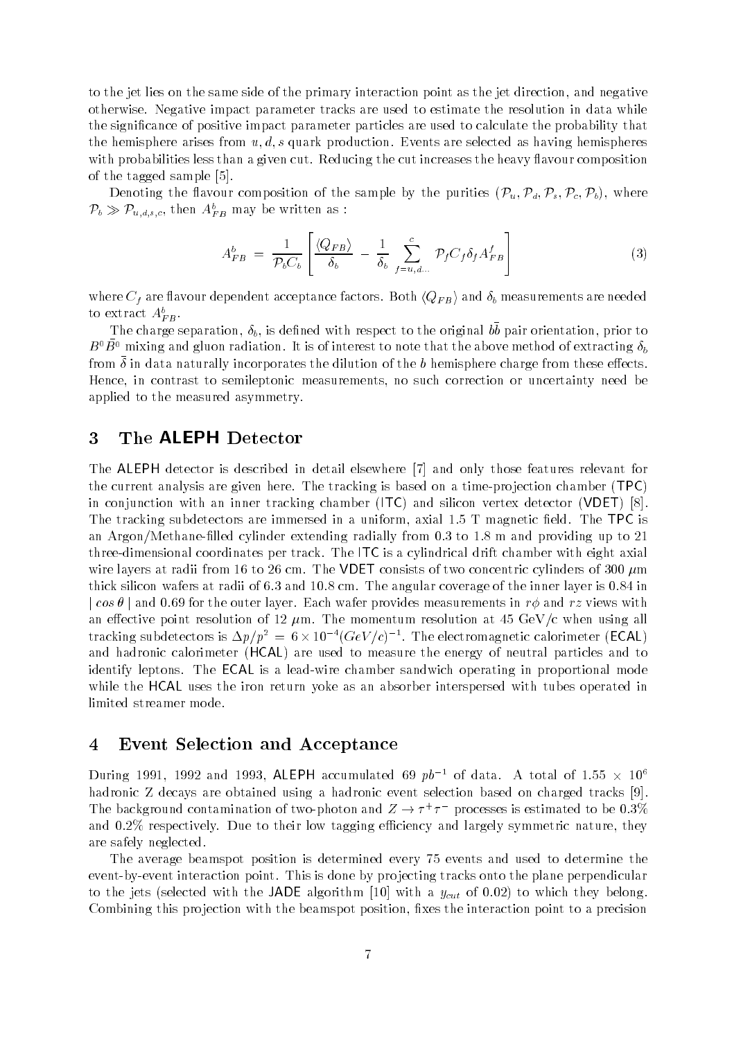to the jet lies on the same side of the primary interaction point as the jet direction, and negative otherwise. Negative impact parameter tracks are used to estimate the resolution in data while the significance of positive impact parameter particles are used to calculate the probability that the hemisphere arises from $u, d, s$ quark production. Events are selected as having hemispheres with probabilities less than a given cut. Reducing the cut increases the heavy flavour composition of the tagged sample [5].

Denoting the flavour composition of the sample by the purities $(\mathcal{P}_u, \mathcal{P}_d, \mathcal{P}_s, \mathcal{P}_c, \mathcal{P}_b)$, where $\mathcal{P}_b \gg \mathcal{P}_{u,d,s,c}$, then $A^b_{FB}$ may be written as :

$$A^b_{FB} = \frac{1}{\mathcal{P}_b C_b} \left[ \frac{\langle Q_{FB} \rangle}{\delta_b} - \frac{1}{\delta_b} \sum_{f=u,d\ldots}^{c} \mathcal{P}_f C_f \delta_f A^f_{FB} \right] \tag{3}$$

where $C_f$ are flavour dependent acceptance factors. Both $\langle Q_{FB} \rangle$ and $\delta_b$ measurements are needed to extract $A^b_{FB}$.

The charge separation, $\delta_b$, is defined with respect to the original $b\bar{b}$ pair orientation, prior to $B^0\bar{B}^0$ mixing and gluon radiation. It is of interest to note that the above method of extracting $\delta_b$ from $\bar{\delta}$ in data naturally incorporates the dilution of the $b$ hemisphere charge from these effects. Hence, in contrast to semileptonic measurements, no such correction or uncertainty need be applied to the measured asymmetry.

## 3 The ALEPH Detector

The ALEPH detector is described in detail elsewhere [7] and only those features relevant for the current analysis are given here. The tracking is based on a time-projection chamber (TPC) in conjunction with an inner tracking chamber (ITC) and silicon vertex detector (VDET) [8]. The tracking subdetectors are immersed in a uniform, axial 1.5 T magnetic field. The TPC is an Argon/Methane-filled cylinder extending radially from 0.3 to 1.8 m and providing up to 21 three-dimensional coordinates per track. The ITC is a cylindrical drift chamber with eight axial wire layers at radii from 16 to 26 cm. The VDET consists of two concentric cylinders of 300 $\mu$m thick silicon wafers at radii of 6.3 and 10.8 cm. The angular coverage of the inner layer is 0.84 in $\mid cos\,\theta \mid$ and 0.69 for the outer layer. Each wafer provides measurements in $r\phi$ and $rz$ views with an effective point resolution of 12 $\mu$m. The momentum resolution at 45 GeV/c when using all tracking subdetectors is $\Delta p/p^2 = 6 \times 10^{-4} (GeV/c)^{-1}$. The electromagnetic calorimeter (ECAL) and hadronic calorimeter (HCAL) are used to measure the energy of neutral particles and to identify leptons. The ECAL is a lead-wire chamber sandwich operating in proportional mode while the HCAL uses the iron return yoke as an absorber interspersed with tubes operated in limited streamer mode.

## 4 Event Selection and Acceptance

During 1991, 1992 and 1993, ALEPH accumulated 69 $pb^{-1}$ of data. A total of $1.55 \times 10^6$ hadronic Z decays are obtained using a hadronic event selection based on charged tracks [9]. The background contamination of two-photon and $Z \rightarrow \tau^+\tau^-$ processes is estimated to be 0.3% and 0.2% respectively. Due to their low tagging efficiency and largely symmetric nature, they are safely neglected.

The average beamspot position is determined every 75 events and used to determine the event-by-event interaction point. This is done by projecting tracks onto the plane perpendicular to the jets (selected with the JADE algorithm [10] with a $y_{cut}$ of 0.02) to which they belong. Combining this projection with the beamspot position, fixes the interaction point to a precision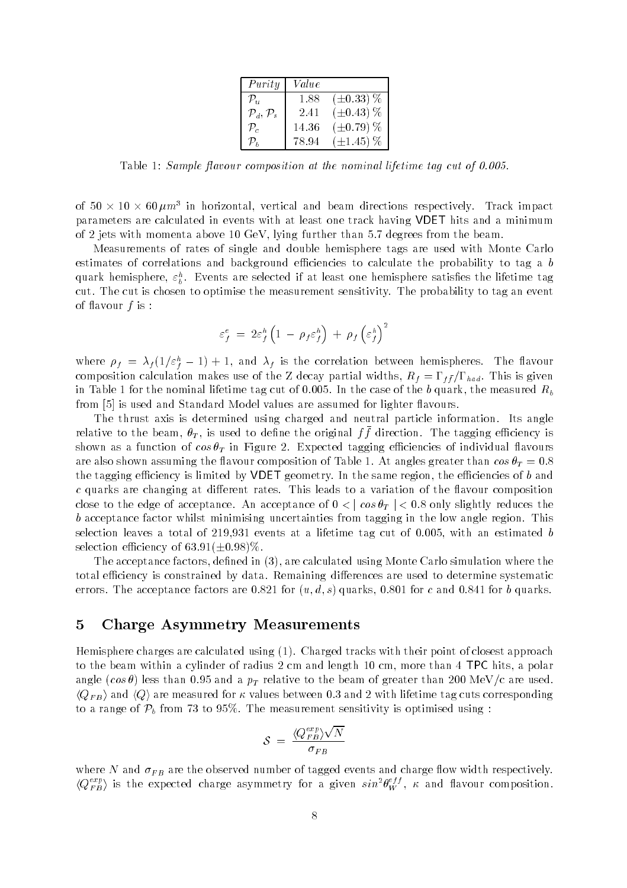| *Purity* | *Value* |
|---|---|
| $\mathcal{P}_u$ | 1.88 $(\pm 0.33)$ % |
| $\mathcal{P}_d$, $\mathcal{P}_s$ | 2.41 $(\pm 0.43)$ % |
| $\mathcal{P}_c$ | 14.36 $(\pm 0.79)$ % |
| $\mathcal{P}_b$ | 78.94 $(\pm 1.45)$ % |

Table 1: *Sample flavour composition at the nominal lifetime tag cut of 0.005.*

of $50 \times 10 \times 60\,\mu m^3$ in horizontal, vertical and beam directions respectively. Track impact parameters are calculated in events with at least one track having VDET hits and a minimum of 2 jets with momenta above 10 GeV, lying further than 5.7 degrees from the beam.

Measurements of rates of single and double hemisphere tags are used with Monte Carlo estimates of correlations and background efficiencies to calculate the probability to tag a $b$ quark hemisphere, $\varepsilon_b^h$. Events are selected if at least one hemisphere satisfies the lifetime tag cut. The cut is chosen to optimise the measurement sensitivity. The probability to tag an event of flavour $f$ is :

$$\varepsilon_f^e \;=\; 2\varepsilon_f^h \left(1 \,-\, \rho_f \varepsilon_f^h\right) \,+\, \rho_f \left(\varepsilon_f^h\right)^2$$

where $\rho_f = \lambda_f(1/\varepsilon_f^h - 1) + 1$, and $\lambda_f$ is the correlation between hemispheres. The flavour composition calculation makes use of the Z decay partial widths, $R_f = \Gamma_{f\bar{f}}/\Gamma_{had}$. This is given in Table 1 for the nominal lifetime tag cut of 0.005. In the case of the $b$ quark, the measured $R_b$ from [5] is used and Standard Model values are assumed for lighter flavours.

The thrust axis is determined using charged and neutral particle information. Its angle relative to the beam, $\theta_T$, is used to define the original $f\bar{f}$ direction. The tagging efficiency is shown as a function of $\cos\theta_T$ in Figure 2. Expected tagging efficiencies of individual flavours are also shown assuming the flavour composition of Table 1. At angles greater than $\cos\theta_T = 0.8$ the tagging efficiency is limited by VDET geometry. In the same region, the efficiencies of $b$ and $c$ quarks are changing at different rates. This leads to a variation of the flavour composition close to the edge of acceptance. An acceptance of $0 < |\cos\theta_T| < 0.8$ only slightly reduces the $b$ acceptance factor whilst minimising uncertainties from tagging in the low angle region. This selection leaves a total of 219,931 events at a lifetime tag cut of 0.005, with an estimated $b$ selection efficiency of $63.91(\pm 0.98)$%.

The acceptance factors, defined in (3), are calculated using Monte Carlo simulation where the total efficiency is constrained by data. Remaining differences are used to determine systematic errors. The acceptance factors are 0.821 for $(u, d, s)$ quarks, 0.801 for $c$ and 0.841 for $b$ quarks.

## 5 Charge Asymmetry Measurements

Hemisphere charges are calculated using (1). Charged tracks with their point of closest approach to the beam within a cylinder of radius 2 cm and length 10 cm, more than 4 TPC hits, a polar angle ($\cos\theta$) less than 0.95 and a $p_T$ relative to the beam of greater than 200 MeV/c are used. $\langle Q_{FB}\rangle$ and $\langle Q\rangle$ are measured for $\kappa$ values between 0.3 and 2 with lifetime tag cuts corresponding to a range of $\mathcal{P}_b$ from 73 to 95%. The measurement sensitivity is optimised using :

$$\mathcal{S} \;=\; \frac{\langle Q_{FB}^{exp}\rangle\sqrt{N}}{\sigma_{FB}}$$

where $N$ and $\sigma_{FB}$ are the observed number of tagged events and charge flow width respectively. $\langle Q_{FB}^{exp}\rangle$ is the expected charge asymmetry for a given $\sin^2\theta_W^{eff}$, $\kappa$ and flavour composition.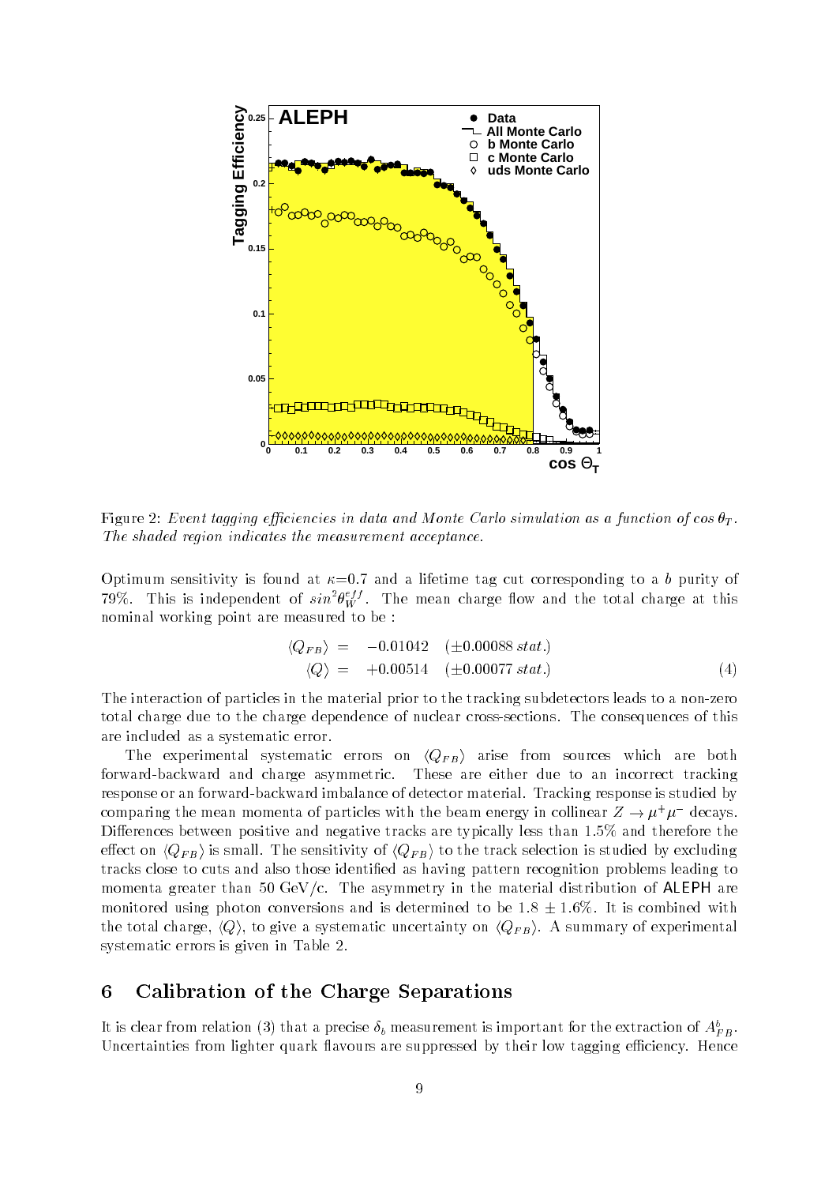Figure 2: *Event tagging efficiencies in data and Monte Carlo simulation as a function of $\cos\theta_T$. The shaded region indicates the measurement acceptance.*

Optimum sensitivity is found at $\kappa$=0.7 and a lifetime tag cut corresponding to a $b$ purity of 79%. This is independent of $sin^2\theta_W^{eff}$. The mean charge flow and the total charge at this nominal working point are measured to be :

$$\begin{aligned} \langle Q_{FB} \rangle &= -0.01042 \quad (\pm 0.00088 \, stat.) \\ \langle Q \rangle &= +0.00514 \quad (\pm 0.00077 \, stat.) \end{aligned} \tag{4}$$

The interaction of particles in the material prior to the tracking subdetectors leads to a non-zero total charge due to the charge dependence of nuclear cross-sections. The consequences of this are included as a systematic error.

The experimental systematic errors on $\langle Q_{FB} \rangle$ arise from sources which are both forward-backward and charge asymmetric. These are either due to an incorrect tracking response or an forward-backward imbalance of detector material. Tracking response is studied by comparing the mean momenta of particles with the beam energy in collinear $Z \rightarrow \mu^+\mu^-$ decays. Differences between positive and negative tracks are typically less than 1.5% and therefore the effect on $\langle Q_{FB} \rangle$ is small. The sensitivity of $\langle Q_{FB} \rangle$ to the track selection is studied by excluding tracks close to cuts and also those identified as having pattern recognition problems leading to momenta greater than 50 GeV/c. The asymmetry in the material distribution of ALEPH are monitored using photon conversions and is determined to be $1.8 \pm 1.6\%$. It is combined with the total charge, $\langle Q \rangle$, to give a systematic uncertainty on $\langle Q_{FB} \rangle$. A summary of experimental systematic errors is given in Table 2.

## 6 Calibration of the Charge Separations

It is clear from relation (3) that a precise $\delta_b$ measurement is important for the extraction of $A^b_{FB}$. Uncertainties from lighter quark flavours are suppressed by their low tagging efficiency. Hence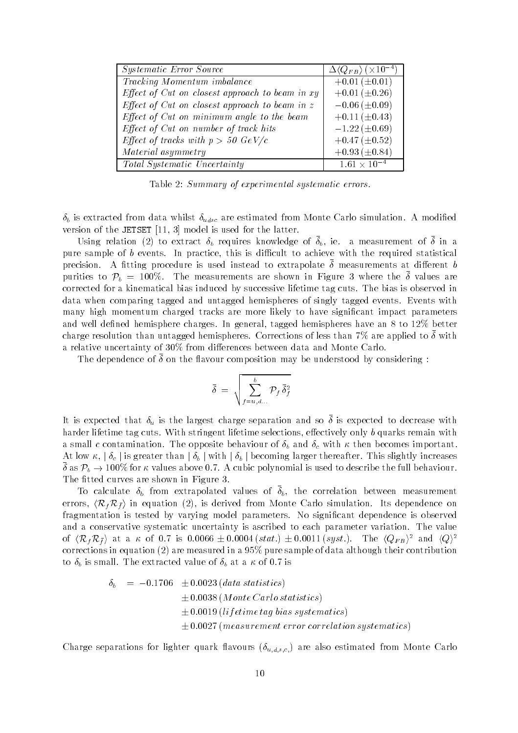| *Systematic Error Source* | $\Delta\langle Q_{FB}\rangle$ ($\times 10^{-4}$) |
|---|---|
| *Tracking Momentum imbalance* | $+0.01\,(\pm 0.01)$ |
| *Effect of Cut on closest approach to beam in xy* | $+0.01\,(\pm 0.26)$ |
| *Effect of Cut on closest approach to beam in z* | $-0.06\,(\pm 0.09)$ |
| *Effect of Cut on minimum angle to the beam* | $+0.11\,(\pm 0.43)$ |
| *Effect of Cut on number of track hits* | $-1.22\,(\pm 0.69)$ |
| *Effect of tracks with p > 50 GeV/c* | $+0.47\,(\pm 0.52)$ |
| *Material asymmetry* | $+0.93\,(\pm 0.84)$ |
| *Total Systematic Uncertainty* | $1.61\times 10^{-4}$ |

Table 2: *Summary of experimental systematic errors.*

$\delta_b$ is extracted from data whilst $\delta_{udsc}$ are estimated from Monte Carlo simulation. A modified version of the JETSET [11, 3] model is used for the latter.

Using relation (2) to extract $\delta_b$ requires knowledge of $\bar{\delta}_b$, ie. a measurement of $\bar{\delta}$ in a pure sample of $b$ events. In practice, this is difficult to achieve with the required statistical precision. A fitting procedure is used instead to extrapolate $\bar{\delta}$ measurements at different $b$ purities to $\mathcal{P}_b = 100\%$. The measurements are shown in Figure 3 where the $\bar{\delta}$ values are corrected for a kinematical bias induced by successive lifetime tag cuts. The bias is observed in data when comparing tagged and untagged hemispheres of singly tagged events. Events with many high momentum charged tracks are more likely to have significant impact parameters and well defined hemisphere charges. In general, tagged hemispheres have an 8 to 12% better charge resolution than untagged hemispheres. Corrections of less than 7% are applied to $\bar{\delta}$ with a relative uncertainty of 30% from differences between data and Monte Carlo.

The dependence of $\bar{\delta}$ on the flavour composition may be understood by considering :

$$\bar{\delta} = \sqrt{\sum_{f=u,d...}^{b} \mathcal{P}_f\,\bar{\delta}_f^2}$$

It is expected that $\delta_u$ is the largest charge separation and so $\bar{\delta}$ is expected to decrease with harder lifetime tag cuts. With stringent lifetime selections, effectively only $b$ quarks remain with a small $c$ contamination. The opposite behaviour of $\delta_b$ and $\delta_c$ with $\kappa$ then becomes important. At low $\kappa$, $|\,\delta_c\,|$ is greater than $|\,\delta_b\,|$ with $|\,\delta_b\,|$ becoming larger thereafter. This slightly increases $\bar{\delta}$ as $\mathcal{P}_b \to 100\%$ for $\kappa$ values above 0.7. A cubic polynomial is used to describe the full behaviour. The fitted curves are shown in Figure 3.

To calculate $\delta_b$ from extrapolated values of $\bar{\delta}_b$, the correlation between measurement errors, $\langle\mathcal{R}_f\mathcal{R}_{\bar{f}}\rangle$ in equation (2), is derived from Monte Carlo simulation. Its dependence on fragmentation is tested by varying model parameters. No significant dependence is observed and a conservative systematic uncertainty is ascribed to each parameter variation. The value of $\langle\mathcal{R}_f\mathcal{R}_{\bar{f}}\rangle$ at a $\kappa$ of 0.7 is $0.0066 \pm 0.0004\,(stat.) \pm 0.0011\,(syst.)$. The $\langle Q_{FB}\rangle^2$ and $\langle Q\rangle^2$ corrections in equation (2) are measured in a 95% pure sample of data although their contribution to $\delta_b$ is small. The extracted value of $\delta_b$ at a $\kappa$ of 0.7 is

$$\begin{aligned}
\delta_b \;=\; -0.1706 \;&\pm 0.0023\,(data\ statistics)\\
&\pm 0.0038\,(Monte\,Carlo\,statistics)\\
&\pm 0.0019\,(lifetime\,tag\,bias\,systematics)\\
&\pm 0.0027\,(measurement\ error\ correlation\,systematics)
\end{aligned}$$

Charge separations for lighter quark flavours ($\delta_{u,d,s,c,}$) are also estimated from Monte Carlo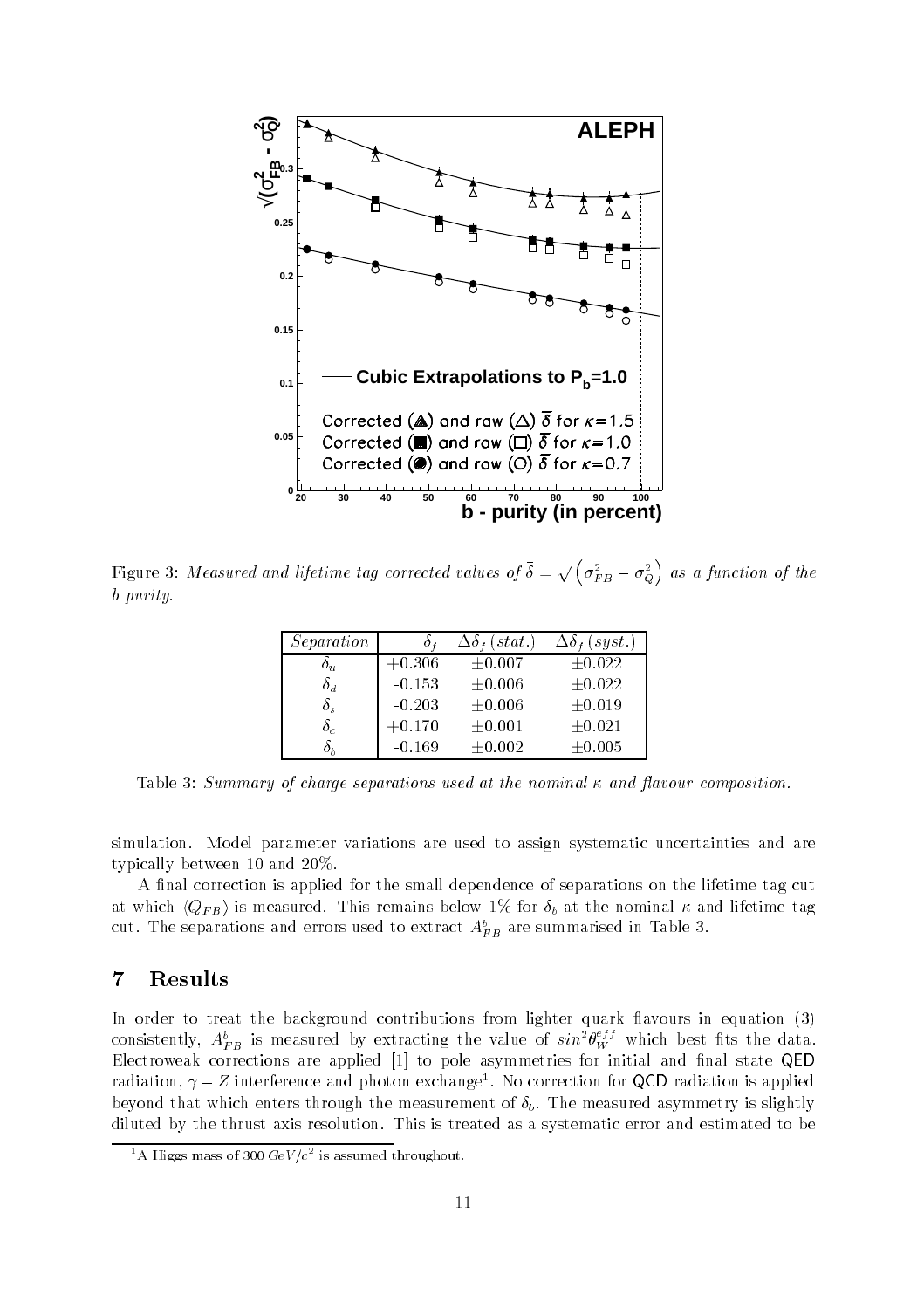Figure 3: *Measured and lifetime tag corrected values of $\bar{\delta} = \sqrt{\left(\sigma_{FB}^2 - \sigma_Q^2\right)}$ as a function of the b purity.*

| *Separation* | $\delta_f$ | $\Delta\delta_f\,(stat.)$ | $\Delta\delta_f\,(syst.)$ |
|---|---|---|---|
| $\delta_u$ | +0.306 | ±0.007 | ±0.022 |
| $\delta_d$ | -0.153 | ±0.006 | ±0.022 |
| $\delta_s$ | -0.203 | ±0.006 | ±0.019 |
| $\delta_c$ | +0.170 | ±0.001 | ±0.021 |
| $\delta_b$ | -0.169 | ±0.002 | ±0.005 |

Table 3: *Summary of charge separations used at the nominal $\kappa$ and flavour composition.*

simulation. Model parameter variations are used to assign systematic uncertainties and are typically between 10 and 20%.

A final correction is applied for the small dependence of separations on the lifetime tag cut at which $\langle Q_{FB}\rangle$ is measured. This remains below 1% for $\delta_b$ at the nominal $\kappa$ and lifetime tag cut. The separations and errors used to extract $A_{FB}^b$ are summarised in Table 3.

## 7 Results

In order to treat the background contributions from lighter quark flavours in equation (3) consistently, $A_{FB}^b$ is measured by extracting the value of $sin^2\theta_W^{eff}$ which best fits the data. Electroweak corrections are applied [1] to pole asymmetries for initial and final state QED radiation, $\gamma - Z$ interference and photon exchange[1]. No correction for QCD radiation is applied beyond that which enters through the measurement of $\delta_b$. The measured asymmetry is slightly diluted by the thrust axis resolution. This is treated as a systematic error and estimated to be

[1] A Higgs mass of 300 $GeV/c^2$ is assumed throughout.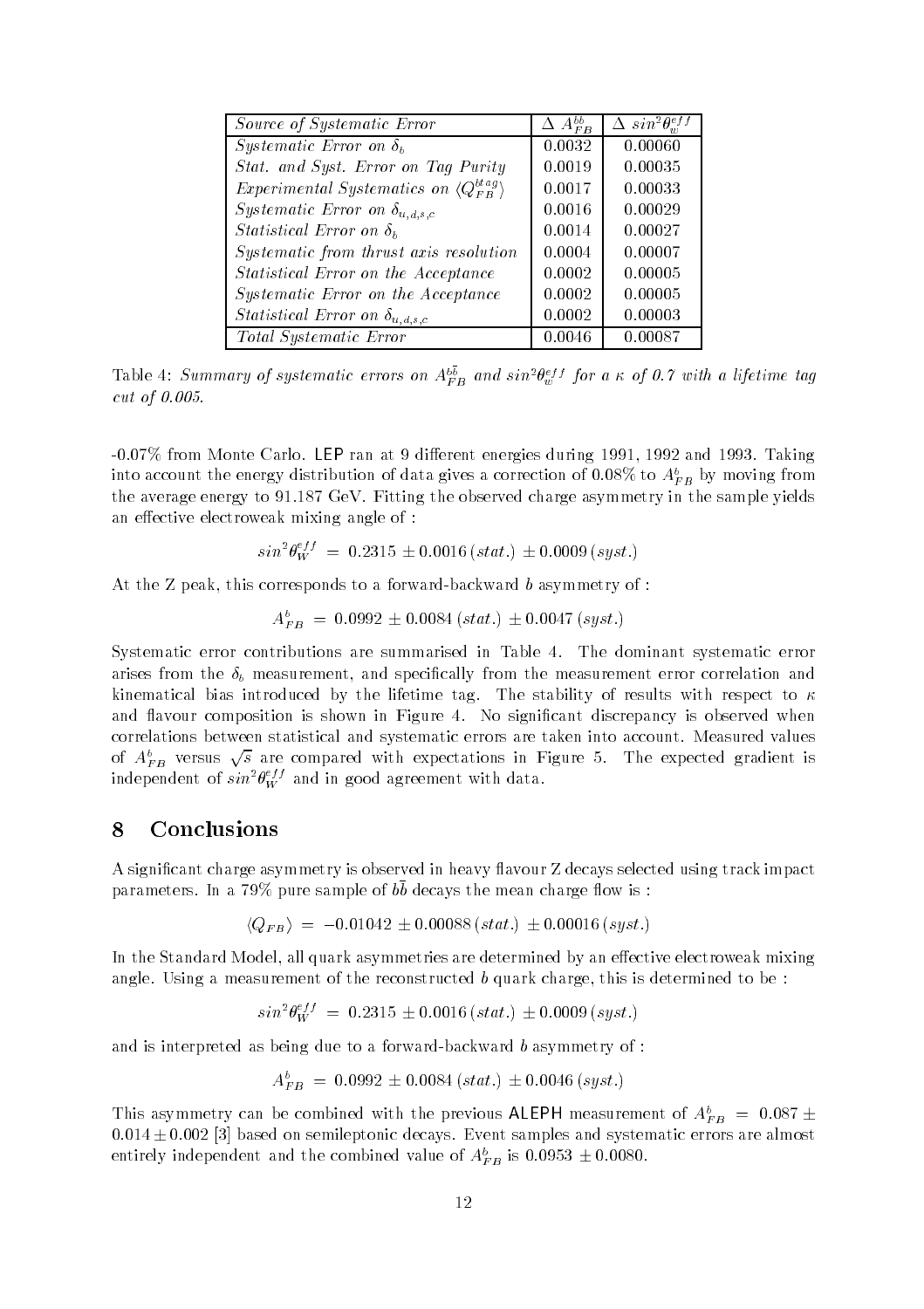| *Source of Systematic Error* | $\Delta\ A_{FB}^{b\bar{b}}$ | $\Delta\ sin^2\theta_w^{eff}$ |
|---|---|---|
| *Systematic Error on* $\delta_b$ | 0.0032 | 0.00060 |
| *Stat. and Syst. Error on Tag Purity* | 0.0019 | 0.00035 |
| *Experimental Systematics on* $\langle Q_{FB}^{btag} \rangle$ | 0.0017 | 0.00033 |
| *Systematic Error on* $\delta_{u,d,s,c}$ | 0.0016 | 0.00029 |
| *Statistical Error on* $\delta_b$ | 0.0014 | 0.00027 |
| *Systematic from thrust axis resolution* | 0.0004 | 0.00007 |
| *Statistical Error on the Acceptance* | 0.0002 | 0.00005 |
| *Systematic Error on the Acceptance* | 0.0002 | 0.00005 |
| *Statistical Error on* $\delta_{u,d,s,c}$ | 0.0002 | 0.00003 |
| *Total Systematic Error* | 0.0046 | 0.00087 |

Table 4: *Summary of systematic errors on* $A_{FB}^{b\bar{b}}$ *and* $sin^2\theta_w^{eff}$ *for a* $\kappa$ *of 0.7 with a lifetime tag cut of 0.005.*

-0.07% from Monte Carlo. LEP ran at 9 different energies during 1991, 1992 and 1993. Taking into account the energy distribution of data gives a correction of 0.08% to $A_{FB}^b$ by moving from the average energy to 91.187 GeV. Fitting the observed charge asymmetry in the sample yields an effective electroweak mixing angle of :

$$sin^2\theta_W^{eff} \;=\; 0.2315 \pm 0.0016\,(stat.) \pm 0.0009\,(syst.)$$

At the Z peak, this corresponds to a forward-backward $b$ asymmetry of :

$$A_{FB}^b \;=\; 0.0992 \pm 0.0084\,(stat.) \pm 0.0047\,(syst.)$$

Systematic error contributions are summarised in Table 4. The dominant systematic error arises from the $\delta_b$ measurement, and specifically from the measurement error correlation and kinematical bias introduced by the lifetime tag. The stability of results with respect to $\kappa$ and flavour composition is shown in Figure 4. No significant discrepancy is observed when correlations between statistical and systematic errors are taken into account. Measured values of $A_{FB}^b$ versus $\sqrt{s}$ are compared with expectations in Figure 5. The expected gradient is independent of $sin^2\theta_W^{eff}$ and in good agreement with data.

# 8 Conclusions

A significant charge asymmetry is observed in heavy flavour Z decays selected using track impact parameters. In a 79% pure sample of $b\bar{b}$ decays the mean charge flow is :

$$\langle Q_{FB} \rangle \;=\; -0.01042 \pm 0.00088\,(stat.) \pm 0.00016\,(syst.)$$

In the Standard Model, all quark asymmetries are determined by an effective electroweak mixing angle. Using a measurement of the reconstructed $b$ quark charge, this is determined to be :

$$sin^2\theta_W^{eff} \;=\; 0.2315 \pm 0.0016\,(stat.) \pm 0.0009\,(syst.)$$

and is interpreted as being due to a forward-backward $b$ asymmetry of :

$$A_{FB}^b \;=\; 0.0992 \pm 0.0084\,(stat.) \pm 0.0046\,(syst.)$$

This asymmetry can be combined with the previous ALEPH measurement of $A_{FB}^b \;=\; 0.087 \pm 0.014 \pm 0.002$ [3] based on semileptonic decays. Event samples and systematic errors are almost entirely independent and the combined value of $A_{FB}^b$ is $0.0953 \pm 0.0080$.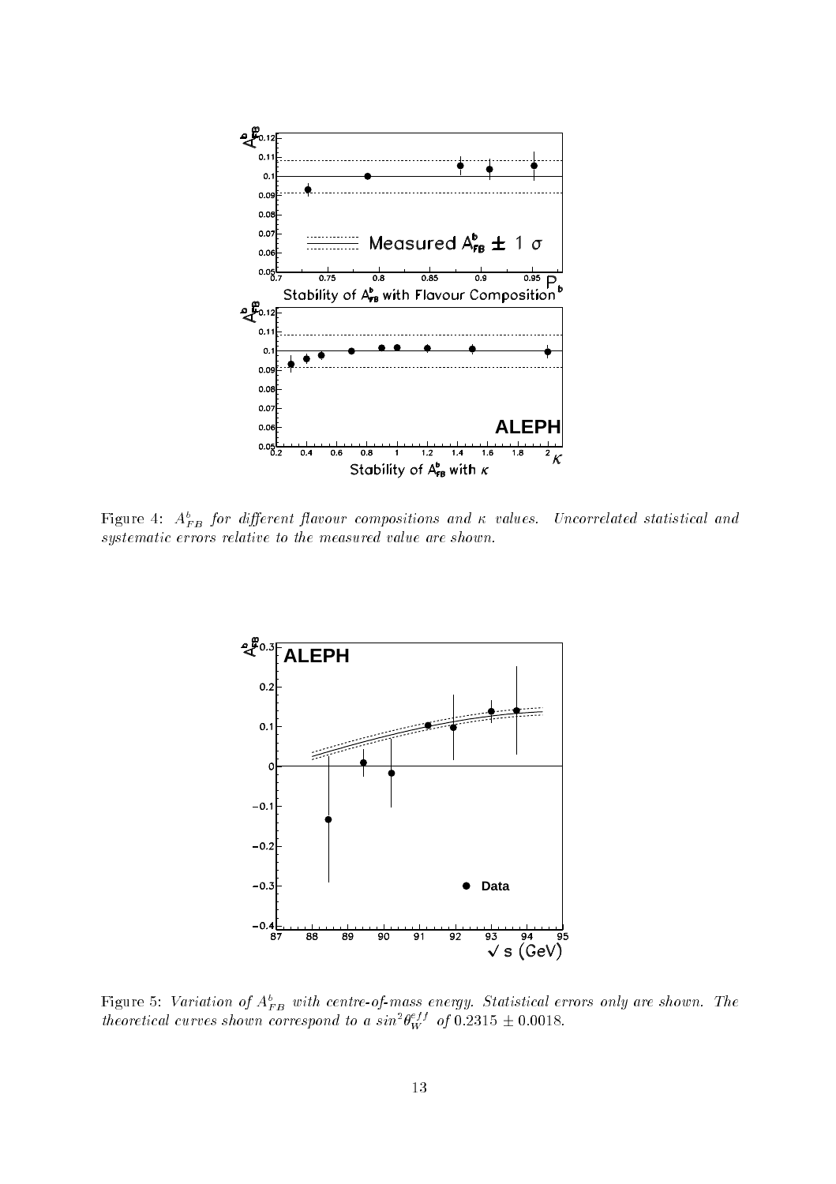Figure 4: $A^b_{FB}$ *for different flavour compositions and* $\kappa$ *values. Uncorrelated statistical and systematic errors relative to the measured value are shown.*

Figure 5: *Variation of* $A^b_{FB}$ *with centre-of-mass energy. Statistical errors only are shown. The theoretical curves shown correspond to a* $sin^2\theta^{eff}_W$ *of* $0.2315 \pm 0.0018$.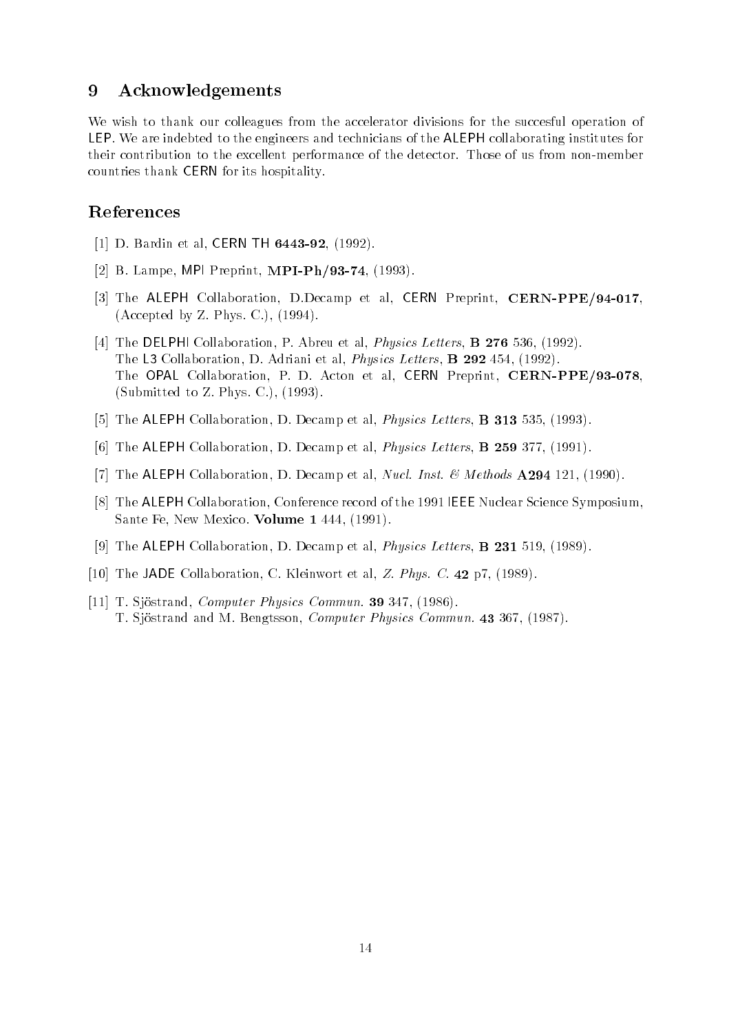## 9 Acknowledgements

We wish to thank our colleagues from the accelerator divisions for the succesful operation of LEP. We are indebted to the engineers and technicians of the ALEPH collaborating institutes for their contribution to the excellent performance of the detector. Those of us from non-member countries thank CERN for its hospitality.

## References

[1] D. Bardin et al, CERN TH **6443-92**, (1992).

[2] B. Lampe, MPI Preprint, **MPI-Ph/93-74**, (1993).

[3] The ALEPH Collaboration, D.Decamp et al, CERN Preprint, **CERN-PPE/94-017**, (Accepted by Z. Phys. C.), (1994).

[4] The DELPHI Collaboration, P. Abreu et al, *Physics Letters*, **B 276** 536, (1992).
The L3 Collaboration, D. Adriani et al, *Physics Letters*, **B 292** 454, (1992).
The OPAL Collaboration, P. D. Acton et al, CERN Preprint, **CERN-PPE/93-078**, (Submitted to Z. Phys. C.), (1993).

[5] The ALEPH Collaboration, D. Decamp et al, *Physics Letters*, **B 313** 535, (1993).

[6] The ALEPH Collaboration, D. Decamp et al, *Physics Letters*, **B 259** 377, (1991).

[7] The ALEPH Collaboration, D. Decamp et al, *Nucl. Inst. & Methods* **A294** 121, (1990).

[8] The ALEPH Collaboration, Conference record of the 1991 IEEE Nuclear Science Symposium, Sante Fe, New Mexico. **Volume 1** 444, (1991).

[9] The ALEPH Collaboration, D. Decamp et al, *Physics Letters*, **B 231** 519, (1989).

[10] The JADE Collaboration, C. Kleinwort et al, *Z. Phys. C.* **42** p7, (1989).

[11] T. Sjöstrand, *Computer Physics Commun.* **39** 347, (1986).
T. Sjöstrand and M. Bengtsson, *Computer Physics Commun.* **43** 367, (1987).